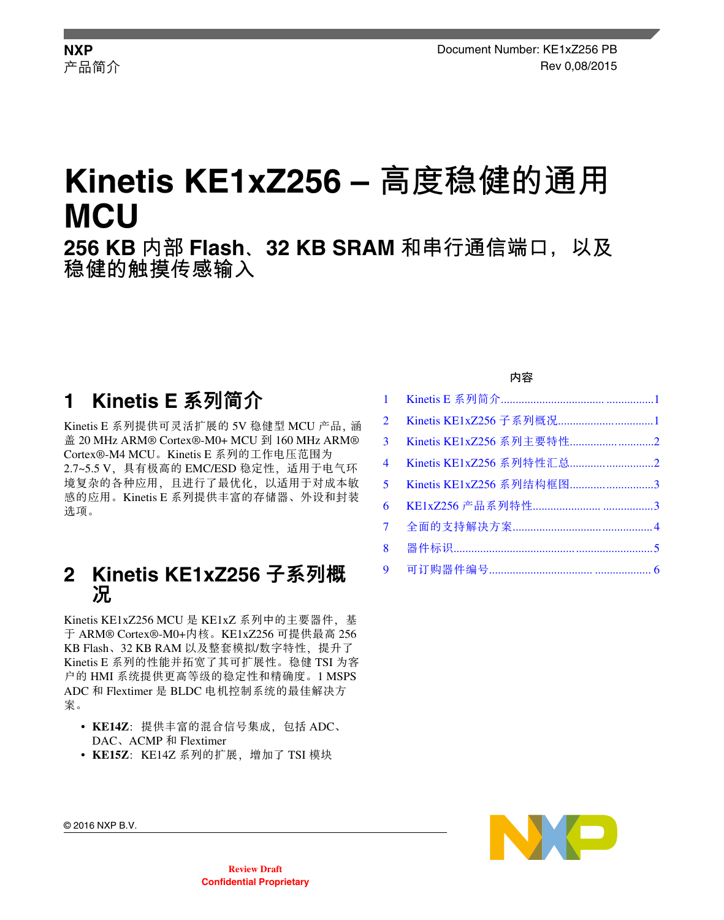NXP
产品简介

Document Number: KE1xZ256 PB
Rev 0,08/2015

# Kinetis KE1xZ256 – 高度稳健的通用 MCU

## 256 KB 内部 Flash、32 KB SRAM 和串行通信端口，以及稳健的触摸传感输入

内容

| | | |
|---|---|---|
| 1 | Kinetis E 系列简介 | 1 |
| 2 | Kinetis KE1xZ256 子系列概况 | 1 |
| 3 | Kinetis KE1xZ256 系列主要特性 | 2 |
| 4 | Kinetis KE1xZ256 系列特性汇总 | 2 |
| 5 | Kinetis KE1xZ256 系列结构框图 | 3 |
| 6 | KE1xZ256 产品系列特性 | 3 |
| 7 | 全面的支持解决方案 | 4 |
| 8 | 器件标识 | 5 |
| 9 | 可订购器件编号 | 6 |

## 1 Kinetis E 系列简介

Kinetis E 系列提供可灵活扩展的 5V 稳健型 MCU 产品，涵盖 20 MHz ARM® Cortex®-M0+ MCU 到 160 MHz ARM® Cortex®-M4 MCU。Kinetis E 系列的工作电压范围为 2.7~5.5 V，具有极高的 EMC/ESD 稳定性，适用于电气环境复杂的各种应用，且进行了最优化，以适用于对成本敏感的应用。Kinetis E 系列提供丰富的存储器、外设和封装选项。

## 2 Kinetis KE1xZ256 子系列概况

Kinetis KE1xZ256 MCU 是 KE1xZ 系列中的主要器件，基于 ARM® Cortex®-M0+内核。KE1xZ256 可提供最高 256 KB Flash、32 KB RAM 以及整套模拟/数字特性，提升了 Kinetis E 系列的性能并拓宽了其可扩展性。稳健 TSI 为客户的 HMI 系统提供更高等级的稳定性和精确度。1 MSPS ADC 和 Flextimer 是 BLDC 电机控制系统的最佳解决方案。

- **KE14Z**：提供丰富的混合信号集成，包括 ADC、DAC、ACMP 和 Flextimer
- **KE15Z**：KE14Z 系列的扩展，增加了 TSI 模块

© 2016 NXP B.V.

Review Draft
Confidential Proprietary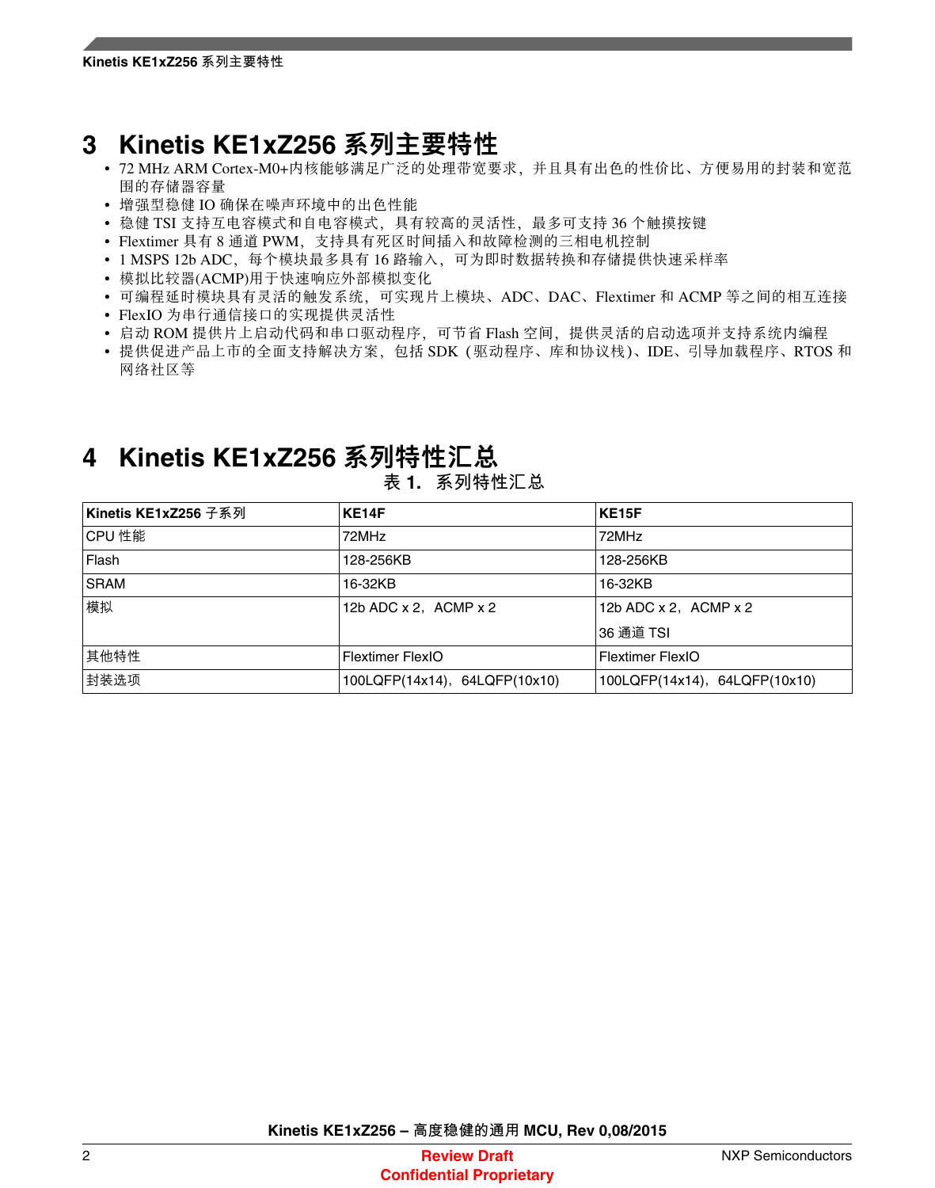# 3 Kinetis KE1xZ256 系列主要特性

- 72 MHz ARM Cortex-M0+内核能够满足广泛的处理带宽要求，并且具有出色的性价比、方便易用的封装和宽范围的存储器容量
- 增强型稳健 IO 确保在噪声环境中的出色性能
- 稳健 TSI 支持互电容模式和自电容模式，具有较高的灵活性，最多可支持 36 个触摸按键
- Flextimer 具有 8 通道 PWM，支持具有死区时间插入和故障检测的三相电机控制
- 1 MSPS 12b ADC，每个模块最多具有 16 路输入，可为即时数据转换和存储提供快速采样率
- 模拟比较器(ACMP)用于快速响应外部模拟变化
- 可编程延时模块具有灵活的触发系统，可实现片上模块、ADC、DAC、Flextimer 和 ACMP 等之间的相互连接
- FlexIO 为串行通信接口的实现提供灵活性
- 启动 ROM 提供片上启动代码和串口驱动程序，可节省 Flash 空间，提供灵活的启动选项并支持系统内编程
- 提供促进产品上市的全面支持解决方案，包括 SDK（驱动程序、库和协议栈）、IDE、引导加载程序、RTOS 和网络社区等

# 4 Kinetis KE1xZ256 系列特性汇总

表 1. 系列特性汇总

| Kinetis KE1xZ256 子系列 | KE14F | KE15F |
|---|---|---|
| CPU 性能 | 72MHz | 72MHz |
| Flash | 128-256KB | 128-256KB |
| SRAM | 16-32KB | 16-32KB |
| 模拟 | 12b ADC x 2，ACMP x 2 | 12b ADC x 2，ACMP x 2<br>36 通道 TSI |
| 其他特性 | Flextimer FlexIO | Flextimer FlexIO |
| 封装选项 | 100LQFP(14x14)，64LQFP(10x10) | 100LQFP(14x14)，64LQFP(10x10) |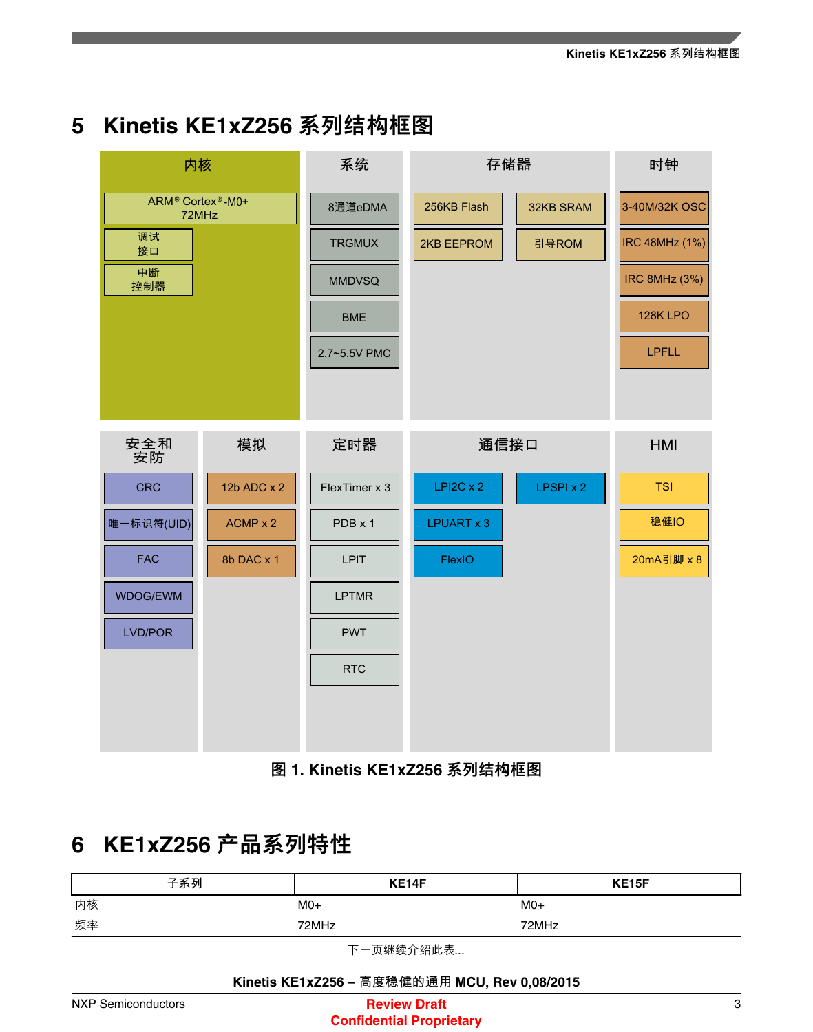## 5 Kinetis KE1xZ256 系列结构框图

**内核**
- ARM® Cortex®-M0+ 72MHz
- 调试接口
- 中断控制器

**系统**
- 8通道eDMA
- TRGMUX
- MMDVSQ
- BME
- 2.7~5.5V PMC

**存储器**
- 256KB Flash
- 32KB SRAM
- 2KB EEPROM
- 引导ROM

**时钟**
- 3-40M/32K OSC
- IRC 48MHz (1%)
- IRC 8MHz (3%)
- 128K LPO
- LPFLL

**安全和安防**
- CRC
- 唯一标识符(UID)
- FAC
- WDOG/EWM
- LVD/POR

**模拟**
- 12b ADC x 2
- ACMP x 2
- 8b DAC x 1

**定时器**
- FlexTimer x 3
- PDB x 1
- LPIT
- LPTMR
- PWT
- RTC

**通信接口**
- LPI2C x 2
- LPSPI x 2
- LPUART x 3
- FlexIO

**HMI**
- TSI
- 稳健IO
- 20mA引脚 x 8

**图 1. Kinetis KE1xZ256 系列结构框图**

## 6 KE1xZ256 产品系列特性

| 子系列 | KE14F | KE15F |
| --- | --- | --- |
| 内核 | M0+ | M0+ |
| 频率 | 72MHz | 72MHz |

下一页继续介绍此表...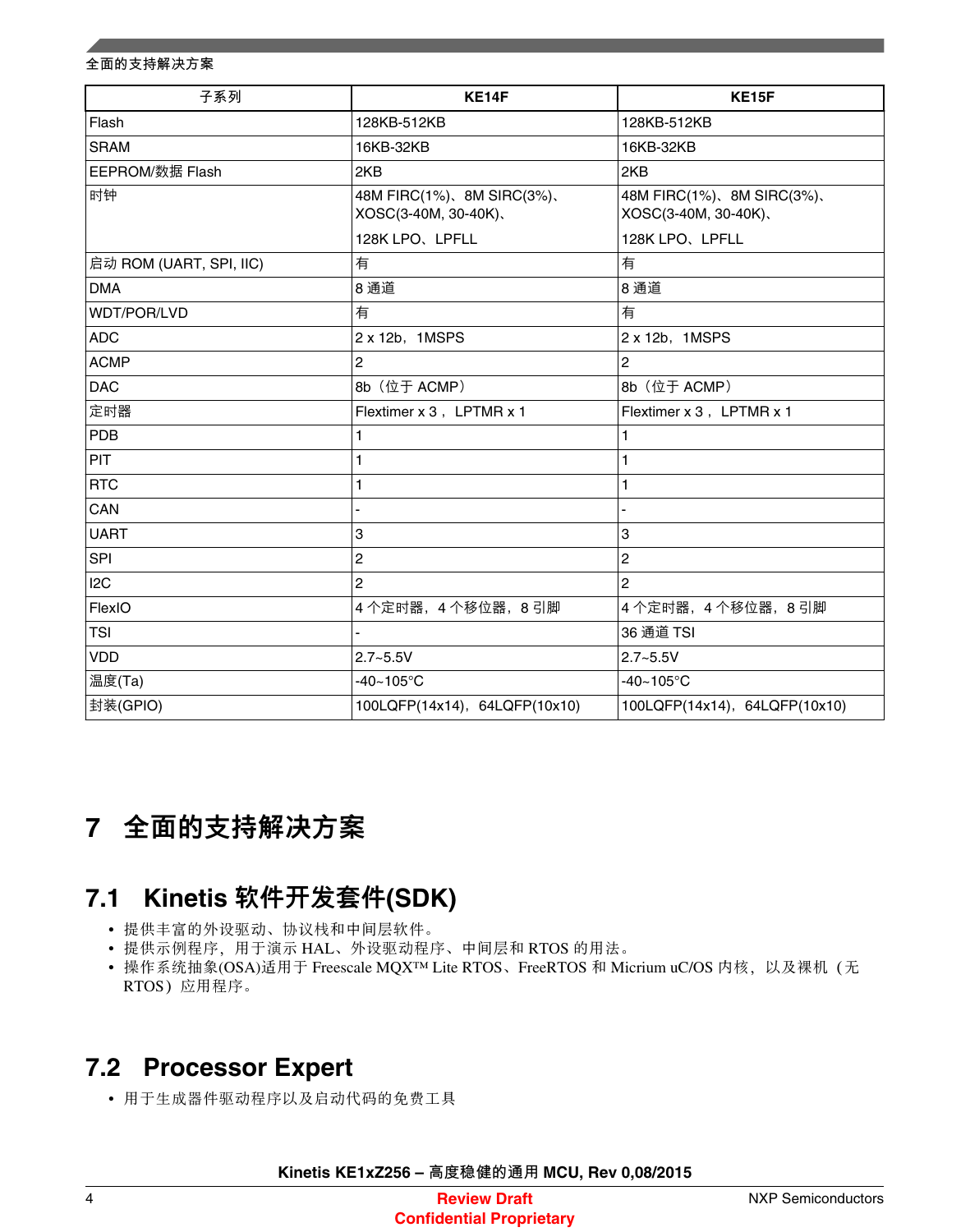| 子系列 | KE14F | KE15F |
| --- | --- | --- |
| Flash | 128KB-512KB | 128KB-512KB |
| SRAM | 16KB-32KB | 16KB-32KB |
| EEPROM/数据 Flash | 2KB | 2KB |
| 时钟 | 48M FIRC(1%)、8M SIRC(3%)、XOSC(3-40M, 30-40K)、<br>128K LPO、LPFLL | 48M FIRC(1%)、8M SIRC(3%)、XOSC(3-40M, 30-40K)、<br>128K LPO、LPFLL |
| 启动 ROM (UART, SPI, IIC) | 有 | 有 |
| DMA | 8 通道 | 8 通道 |
| WDT/POR/LVD | 有 | 有 |
| ADC | 2 x 12b，1MSPS | 2 x 12b，1MSPS |
| ACMP | 2 | 2 |
| DAC | 8b（位于 ACMP） | 8b（位于 ACMP） |
| 定时器 | Flextimer x 3，LPTMR x 1 | Flextimer x 3，LPTMR x 1 |
| PDB | 1 | 1 |
| PIT | 1 | 1 |
| RTC | 1 | 1 |
| CAN | - | - |
| UART | 3 | 3 |
| SPI | 2 | 2 |
| I2C | 2 | 2 |
| FlexIO | 4 个定时器，4 个移位器，8 引脚 | 4 个定时器，4 个移位器，8 引脚 |
| TSI | - | 36 通道 TSI |
| VDD | 2.7~5.5V | 2.7~5.5V |
| 温度(Ta) | -40~105°C | -40~105°C |
| 封装(GPIO) | 100LQFP(14x14)，64LQFP(10x10) | 100LQFP(14x14)，64LQFP(10x10) |

# 7 全面的支持解决方案

## 7.1 Kinetis 软件开发套件(SDK)

- 提供丰富的外设驱动、协议栈和中间层软件。
- 提供示例程序，用于演示 HAL、外设驱动程序、中间层和 RTOS 的用法。
- 操作系统抽象(OSA)适用于 Freescale MQX™ Lite RTOS、FreeRTOS 和 Micrium uC/OS 内核，以及裸机（无 RTOS）应用程序。

## 7.2 Processor Expert

- 用于生成器件驱动程序以及启动代码的免费工具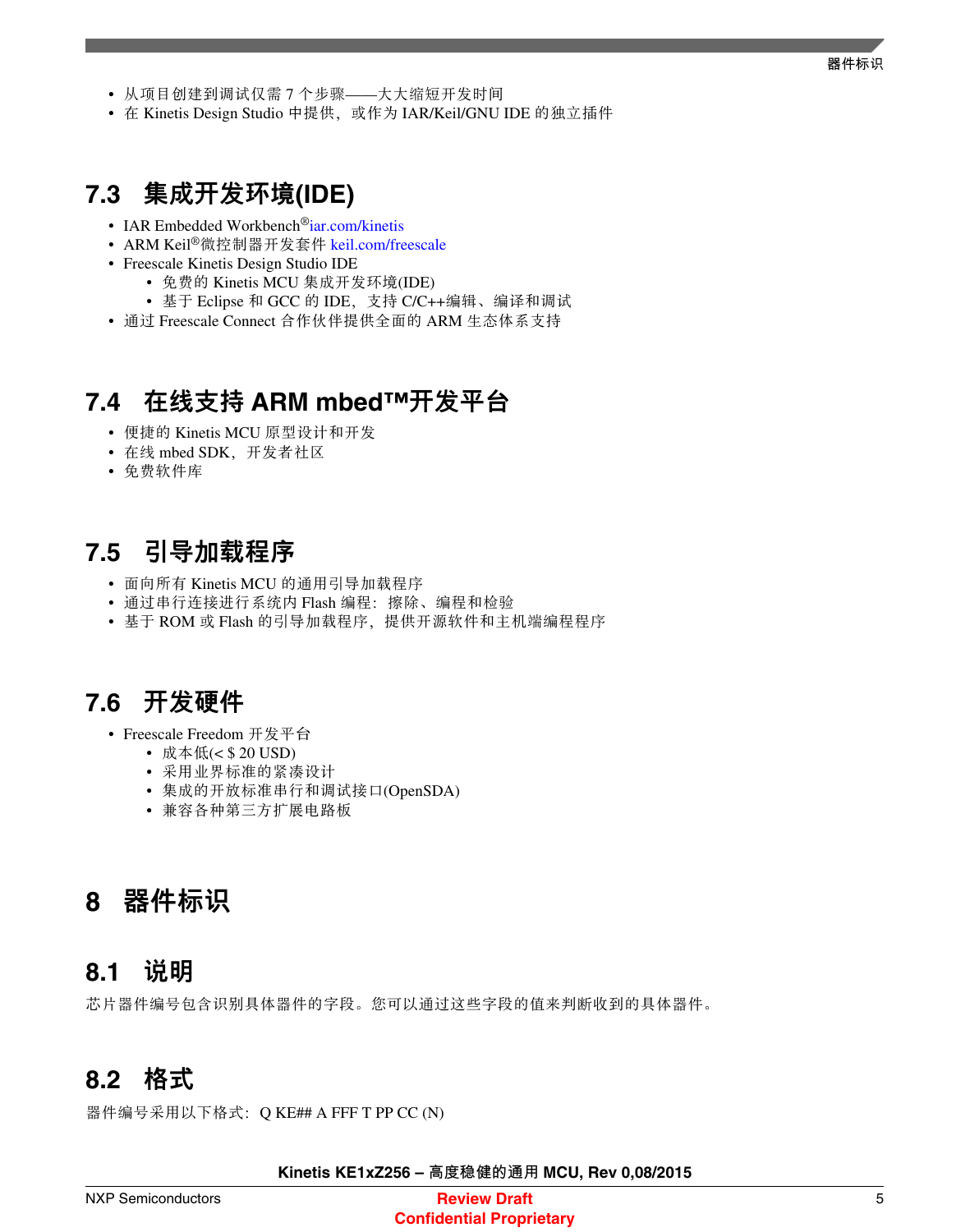- 从项目创建到调试仅需 7 个步骤——大大缩短开发时间
- 在 Kinetis Design Studio 中提供，或作为 IAR/Keil/GNU IDE 的独立插件

## 7.3 集成开发环境(IDE)

- IAR Embedded Workbench® iar.com/kinetis
- ARM Keil® 微控制器开发套件 keil.com/freescale
- Freescale Kinetis Design Studio IDE
  - 免费的 Kinetis MCU 集成开发环境(IDE)
  - 基于 Eclipse 和 GCC 的 IDE，支持 C/C++编辑、编译和调试
- 通过 Freescale Connect 合作伙伴提供全面的 ARM 生态体系支持

## 7.4 在线支持 ARM mbed™开发平台

- 便捷的 Kinetis MCU 原型设计和开发
- 在线 mbed SDK，开发者社区
- 免费软件库

## 7.5 引导加载程序

- 面向所有 Kinetis MCU 的通用引导加载程序
- 通过串行连接进行系统内 Flash 编程：擦除、编程和检验
- 基于 ROM 或 Flash 的引导加载程序，提供开源软件和主机端编程程序

## 7.6 开发硬件

- Freescale Freedom 开发平台
  - 成本低(< $ 20 USD)
  - 采用业界标准的紧凑设计
  - 集成的开放标准串行和调试接口(OpenSDA)
  - 兼容各种第三方扩展电路板

# 8 器件标识

## 8.1 说明

芯片器件编号包含识别具体器件的字段。您可以通过这些字段的值来判断收到的具体器件。

## 8.2 格式

器件编号采用以下格式：Q KE## A FFF T PP CC (N)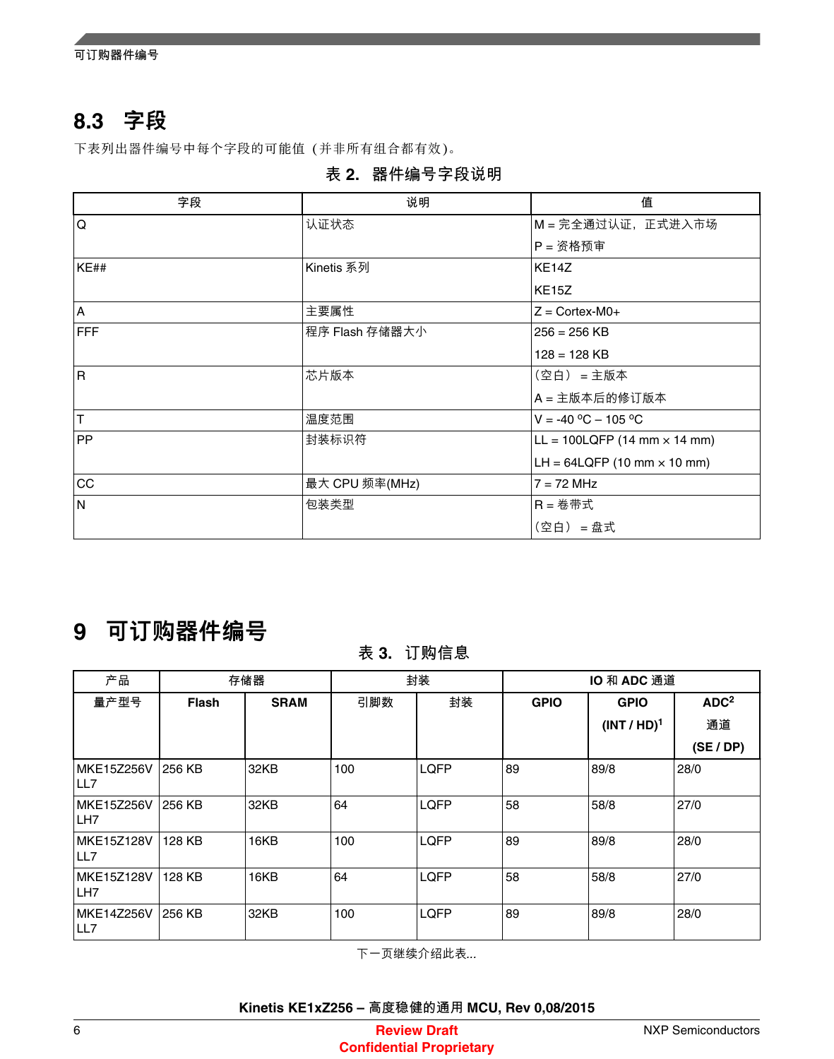## 8.3 字段

下表列出器件编号中每个字段的可能值（并非所有组合都有效）。

**表 2. 器件编号字段说明**

| 字段 | 说明 | 值 |
| --- | --- | --- |
| Q | 认证状态 | M = 完全通过认证，正式进入市场<br>P = 资格预审 |
| KE## | Kinetis 系列 | KE14Z<br>KE15Z |
| A | 主要属性 | Z = Cortex-M0+ |
| FFF | 程序 Flash 存储器大小 | 256 = 256 KB<br>128 = 128 KB |
| R | 芯片版本 | （空白） = 主版本<br>A = 主版本后的修订版本 |
| T | 温度范围 | V = -40 ºC – 105 ºC |
| PP | 封装标识符 | LL = 100LQFP (14 mm × 14 mm)<br>LH = 64LQFP (10 mm × 10 mm) |
| CC | 最大 CPU 频率(MHz) | 7 = 72 MHz |
| N | 包装类型 | R = 卷带式<br>（空白） = 盘式 |

# 9 可订购器件编号

**表 3. 订购信息**

| 产品 | 存储器 | | 封装 | | IO 和 ADC 通道 | | |
| --- | --- | --- | --- | --- | --- | --- | --- |
| 量产型号 | Flash | SRAM | 引脚数 | 封装 | GPIO | GPIO (INT / HD)[1] | ADC[2] 通道 (SE / DP) |
| MKE15Z256VLL7 | 256 KB | 32KB | 100 | LQFP | 89 | 89/8 | 28/0 |
| MKE15Z256VLH7 | 256 KB | 32KB | 64 | LQFP | 58 | 58/8 | 27/0 |
| MKE15Z128VLL7 | 128 KB | 16KB | 100 | LQFP | 89 | 89/8 | 28/0 |
| MKE15Z128VLH7 | 128 KB | 16KB | 64 | LQFP | 58 | 58/8 | 27/0 |
| MKE14Z256VLL7 | 256 KB | 32KB | 100 | LQFP | 89 | 89/8 | 28/0 |

下一页继续介绍此表...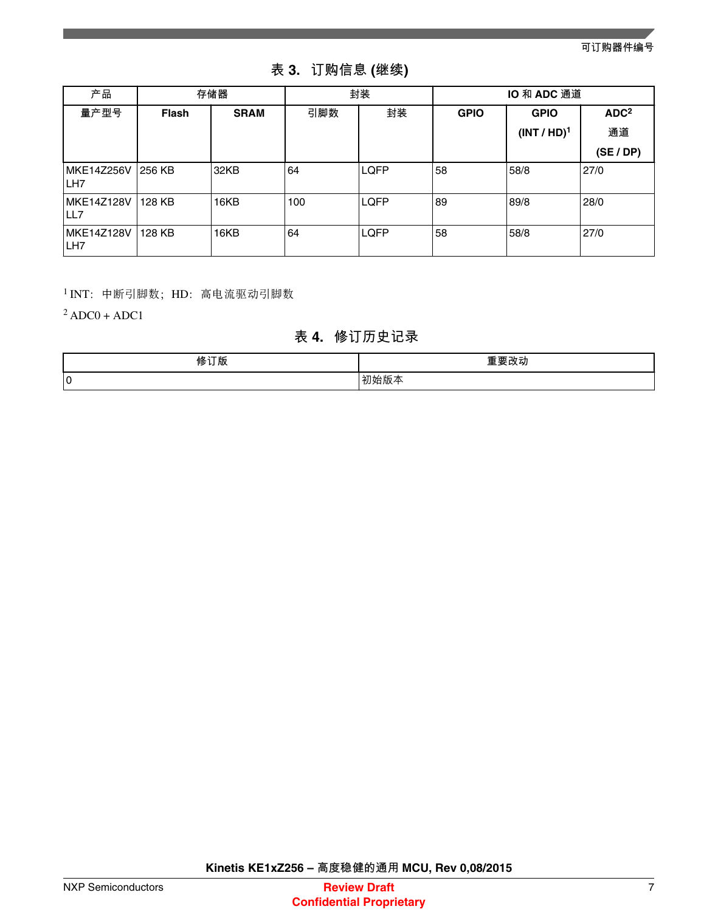表 3. 订购信息 (继续)

| 产品 | 存储器 | | 封装 | | IO 和 ADC 通道 | | |
|---|---|---|---|---|---|---|---|
| 量产型号 | Flash | SRAM | 引脚数 | 封装 | GPIO | GPIO (INT / HD)[1] | ADC[2] 通道 (SE / DP) |
| MKE14Z256VLH7 | 256 KB | 32KB | 64 | LQFP | 58 | 58/8 | 27/0 |
| MKE14Z128VLL7 | 128 KB | 16KB | 100 | LQFP | 89 | 89/8 | 28/0 |
| MKE14Z128VLH7 | 128 KB | 16KB | 64 | LQFP | 58 | 58/8 | 27/0 |

[1] INT： 中断引脚数；HD： 高电流驱动引脚数

[2] ADC0 + ADC1

表 4. 修订历史记录

| 修订版 | 重要改动 |
|---|---|
| 0 | 初始版本 |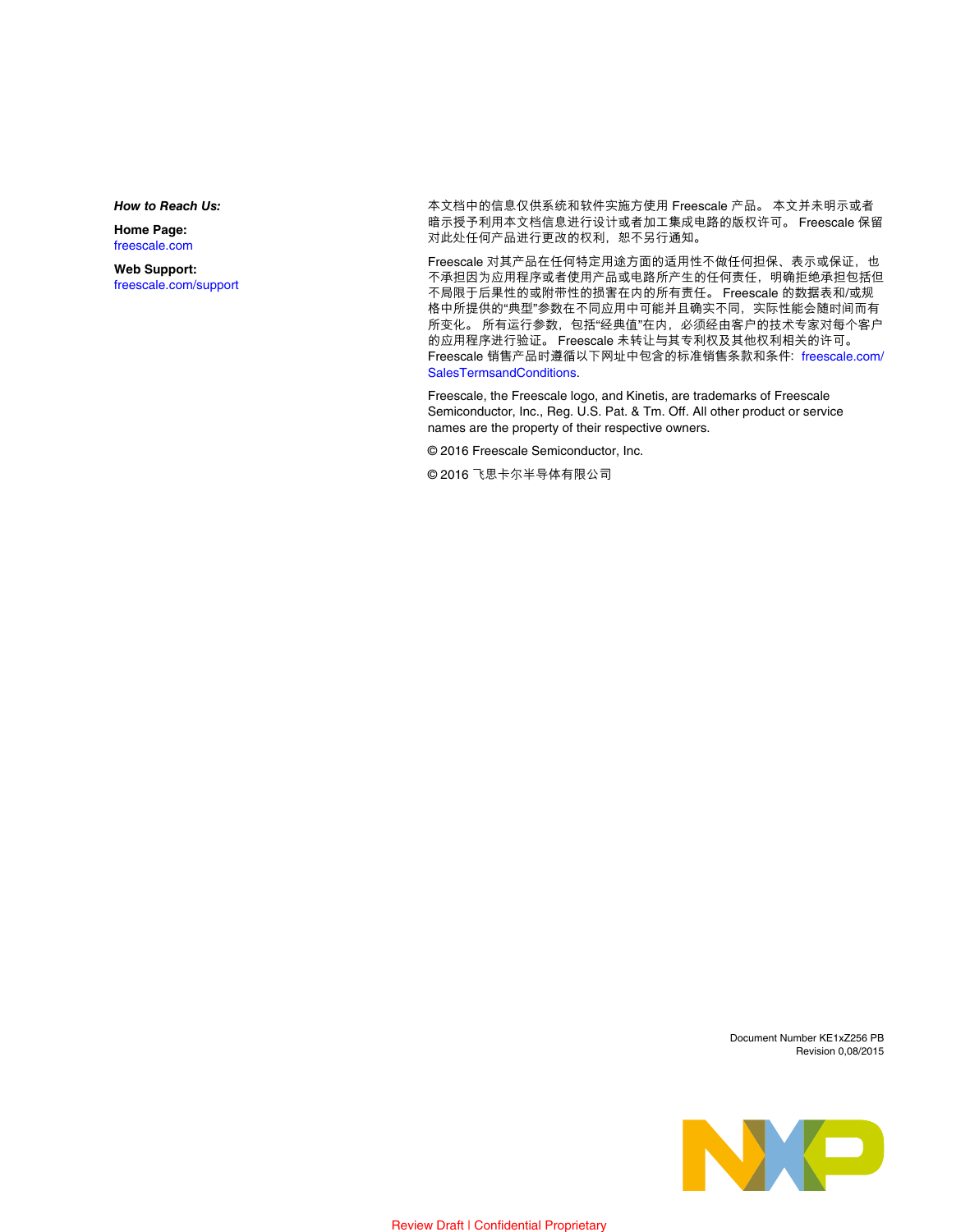***How to Reach Us:***

**Home Page:**
freescale.com

**Web Support:**
freescale.com/support

本文档中的信息仅供系统和软件实施方使用 Freescale 产品。 本文并未明示或者暗示授予利用本文档信息进行设计或者加工集成电路的版权许可。 Freescale 保留对此处任何产品进行更改的权利，恕不另行通知。

Freescale 对其产品在任何特定用途方面的适用性不做任何担保、表示或保证，也不承担因为应用程序或者使用产品或电路所产生的任何责任，明确拒绝承担包括但不局限于后果性的或附带性的损害在内的所有责任。 Freescale 的数据表和/或规格中所提供的“典型”参数在不同应用中可能并且确实不同，实际性能会随时间而有所变化。 所有运行参数，包括“经典值”在内，必须经由客户的技术专家对每个客户的应用程序进行验证。 Freescale 未转让与其专利权及其他权利相关的许可。 Freescale 销售产品时遵循以下网址中包含的标准销售条款和条件: freescale.com/SalesTermsandConditions.

Freescale, the Freescale logo, and Kinetis, are trademarks of Freescale Semiconductor, Inc., Reg. U.S. Pat. & Tm. Off. All other product or service names are the property of their respective owners.

© 2016 Freescale Semiconductor, Inc.

© 2016 飞思卡尔半导体有限公司

Document Number KE1xZ256 PB
Revision 0,08/2015

Review Draft | Confidential Proprietary